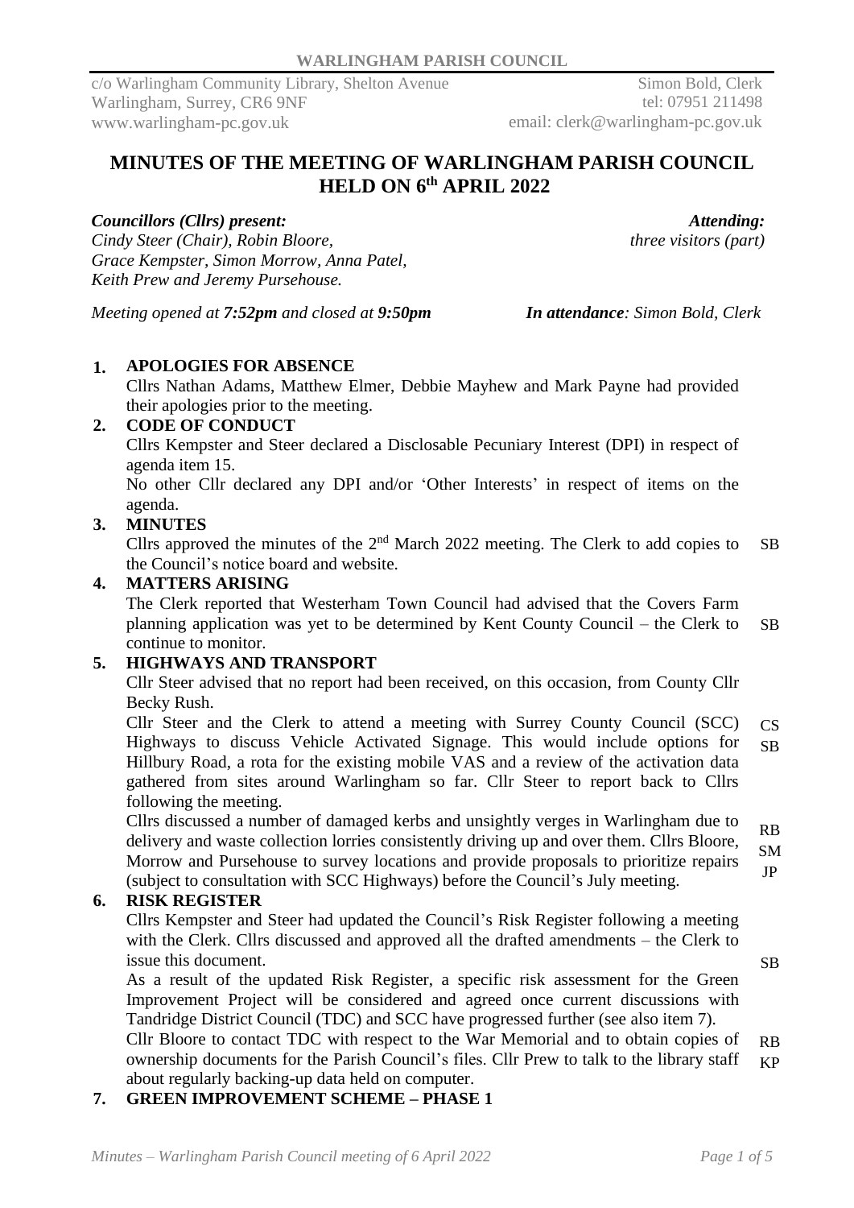**WARLINGHAM PARISH COUNCIL**

c/o Warlingham Community Library, Shelton Avenue
Warlingham, Surrey, CR6 9NF
www.warlingham-pc.gov.uk

Simon Bold, Clerk
tel: 07951 211498
email: clerk@warlingham-pc.gov.uk

# MINUTES OF THE MEETING OF WARLINGHAM PARISH COUNCIL HELD ON 6th APRIL 2022

***Councillors (Cllrs) present:***
*Cindy Steer (Chair), Robin Bloore, Grace Kempster, Simon Morrow, Anna Patel, Keith Prew and Jeremy Pursehouse.*

***Attending:***
*three visitors (part)*

*Meeting opened at **7:52pm** and closed at **9:50pm***

***In attendance**: Simon Bold, Clerk*

**1. APOLOGIES FOR ABSENCE**

Cllrs Nathan Adams, Matthew Elmer, Debbie Mayhew and Mark Payne had provided their apologies prior to the meeting.

**2. CODE OF CONDUCT**

Cllrs Kempster and Steer declared a Disclosable Pecuniary Interest (DPI) in respect of agenda item 15.

No other Cllr declared any DPI and/or 'Other Interests' in respect of items on the agenda.

**3. MINUTES**

Cllrs approved the minutes of the 2nd March 2022 meeting. The Clerk to add copies to the Council's notice board and website. SB

**4. MATTERS ARISING**

The Clerk reported that Westerham Town Council had advised that the Covers Farm planning application was yet to be determined by Kent County Council – the Clerk to continue to monitor. SB

**5. HIGHWAYS AND TRANSPORT**

Cllr Steer advised that no report had been received, on this occasion, from County Cllr Becky Rush.

Cllr Steer and the Clerk to attend a meeting with Surrey County Council (SCC) Highways to discuss Vehicle Activated Signage. This would include options for Hillbury Road, a rota for the existing mobile VAS and a review of the activation data gathered from sites around Warlingham so far. Cllr Steer to report back to Cllrs following the meeting. CS SB

Cllrs discussed a number of damaged kerbs and unsightly verges in Warlingham due to delivery and waste collection lorries consistently driving up and over them. Cllrs Bloore, Morrow and Pursehouse to survey locations and provide proposals to prioritize repairs (subject to consultation with SCC Highways) before the Council's July meeting. RB SM JP

**6. RISK REGISTER**

Cllrs Kempster and Steer had updated the Council's Risk Register following a meeting with the Clerk. Cllrs discussed and approved all the drafted amendments – the Clerk to issue this document. SB

As a result of the updated Risk Register, a specific risk assessment for the Green Improvement Project will be considered and agreed once current discussions with Tandridge District Council (TDC) and SCC have progressed further (see also item 7).

Cllr Bloore to contact TDC with respect to the War Memorial and to obtain copies of ownership documents for the Parish Council's files. Cllr Prew to talk to the library staff about regularly backing-up data held on computer. RB KP

**7. GREEN IMPROVEMENT SCHEME – PHASE 1**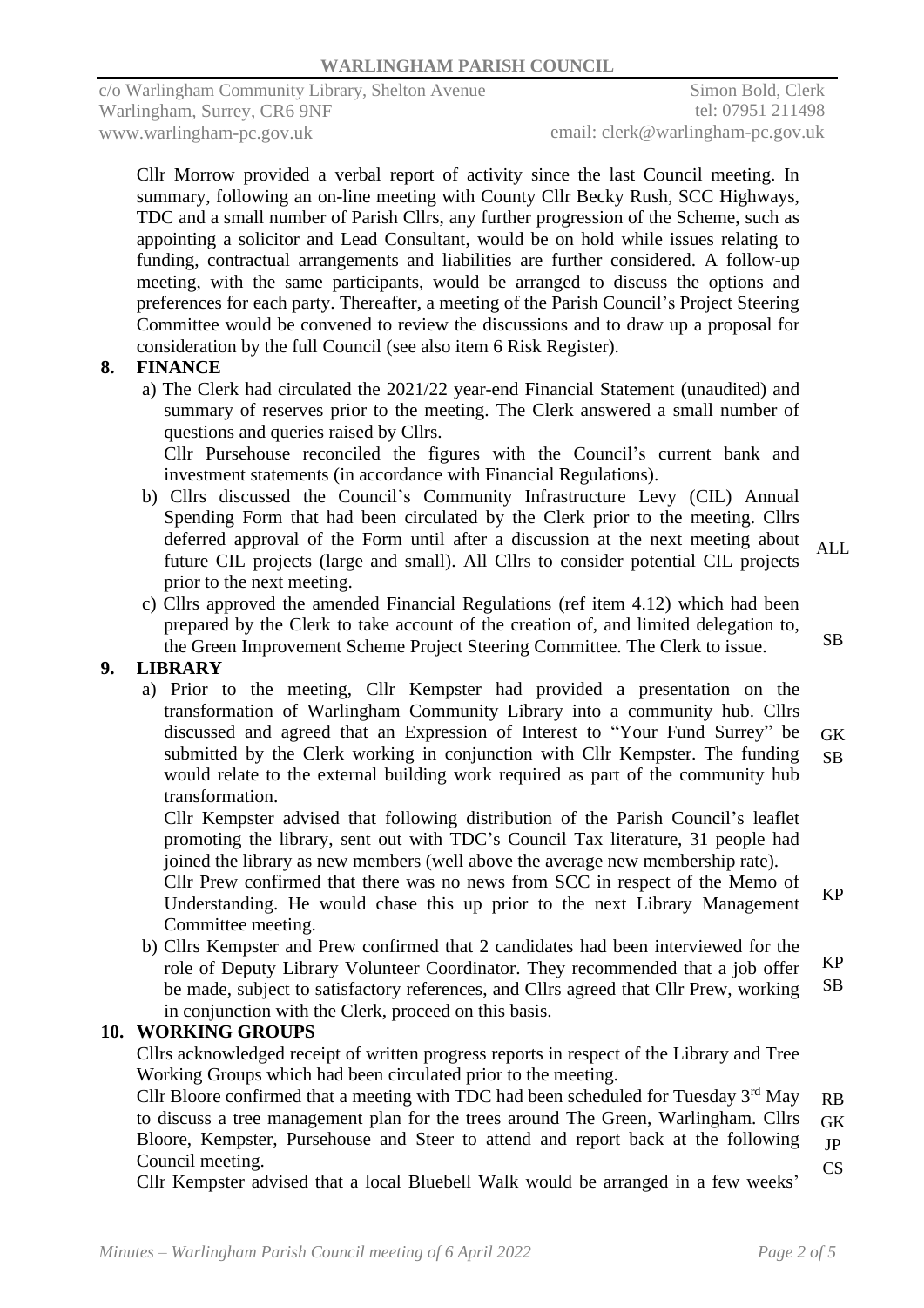Cllr Morrow provided a verbal report of activity since the last Council meeting. In summary, following an on-line meeting with County Cllr Becky Rush, SCC Highways, TDC and a small number of Parish Cllrs, any further progression of the Scheme, such as appointing a solicitor and Lead Consultant, would be on hold while issues relating to funding, contractual arrangements and liabilities are further considered. A follow-up meeting, with the same participants, would be arranged to discuss the options and preferences for each party. Thereafter, a meeting of the Parish Council's Project Steering Committee would be convened to review the discussions and to draw up a proposal for consideration by the full Council (see also item 6 Risk Register).

## 8. FINANCE

a) The Clerk had circulated the 2021/22 year-end Financial Statement (unaudited) and summary of reserves prior to the meeting. The Clerk answered a small number of questions and queries raised by Cllrs.
Cllr Pursehouse reconciled the figures with the Council's current bank and investment statements (in accordance with Financial Regulations).

b) Cllrs discussed the Council's Community Infrastructure Levy (CIL) Annual Spending Form that had been circulated by the Clerk prior to the meeting. Cllrs deferred approval of the Form until after a discussion at the next meeting about future CIL projects (large and small). All Cllrs to consider potential CIL projects prior to the next meeting. **ALL**

c) Cllrs approved the amended Financial Regulations (ref item 4.12) which had been prepared by the Clerk to take account of the creation of, and limited delegation to, the Green Improvement Scheme Project Steering Committee. The Clerk to issue. **SB**

## 9. LIBRARY

a) Prior to the meeting, Cllr Kempster had provided a presentation on the transformation of Warlingham Community Library into a community hub. Cllrs discussed and agreed that an Expression of Interest to "Your Fund Surrey" be submitted by the Clerk working in conjunction with Cllr Kempster. The funding would relate to the external building work required as part of the community hub transformation. **GK SB**
Cllr Kempster advised that following distribution of the Parish Council's leaflet promoting the library, sent out with TDC's Council Tax literature, 31 people had joined the library as new members (well above the average new membership rate).
Cllr Prew confirmed that there was no news from SCC in respect of the Memo of Understanding. He would chase this up prior to the next Library Management Committee meeting. **KP**

b) Cllrs Kempster and Prew confirmed that 2 candidates had been interviewed for the role of Deputy Library Volunteer Coordinator. They recommended that a job offer be made, subject to satisfactory references, and Cllrs agreed that Cllr Prew, working in conjunction with the Clerk, proceed on this basis. **KP SB**

## 10. WORKING GROUPS

Cllrs acknowledged receipt of written progress reports in respect of the Library and Tree Working Groups which had been circulated prior to the meeting.
Cllr Bloore confirmed that a meeting with TDC had been scheduled for Tuesday 3rd May to discuss a tree management plan for the trees around The Green, Warlingham. Cllrs Bloore, Kempster, Pursehouse and Steer to attend and report back at the following Council meeting. **RB GK JP CS**
Cllr Kempster advised that a local Bluebell Walk would be arranged in a few weeks'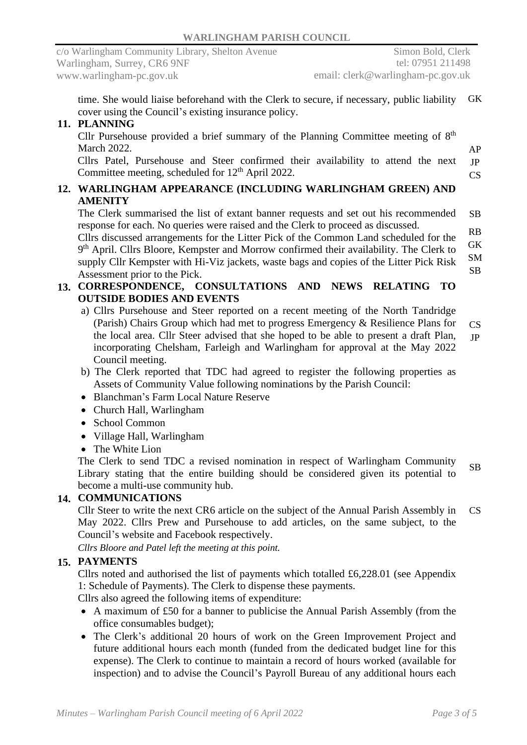time. She would liaise beforehand with the Clerk to secure, if necessary, public liability cover using the Council's existing insurance policy. GK

**11. PLANNING**

Cllr Pursehouse provided a brief summary of the Planning Committee meeting of 8th March 2022.

Cllrs Patel, Pursehouse and Steer confirmed their availability to attend the next Committee meeting, scheduled for 12th April 2022. AP JP CS

**12. WARLINGHAM APPEARANCE (INCLUDING WARLINGHAM GREEN) AND AMENITY**

The Clerk summarised the list of extant banner requests and set out his recommended response for each. No queries were raised and the Clerk to proceed as discussed. SB

Cllrs discussed arrangements for the Litter Pick of the Common Land scheduled for the 9th April. Cllrs Bloore, Kempster and Morrow confirmed their availability. The Clerk to supply Cllr Kempster with Hi-Viz jackets, waste bags and copies of the Litter Pick Risk Assessment prior to the Pick. RB GK SM SB

**13. CORRESPONDENCE, CONSULTATIONS AND NEWS RELATING TO OUTSIDE BODIES AND EVENTS**

a) Cllrs Pursehouse and Steer reported on a recent meeting of the North Tandridge (Parish) Chairs Group which had met to progress Emergency & Resilience Plans for the local area. Cllr Steer advised that she hoped to be able to present a draft Plan, incorporating Chelsham, Farleigh and Warlingham for approval at the May 2022 Council meeting. CS JP

b) The Clerk reported that TDC had agreed to register the following properties as Assets of Community Value following nominations by the Parish Council:

- Blanchman's Farm Local Nature Reserve
- Church Hall, Warlingham
- School Common
- Village Hall, Warlingham
- The White Lion

The Clerk to send TDC a revised nomination in respect of Warlingham Community Library stating that the entire building should be considered given its potential to become a multi-use community hub. SB

**14. COMMUNICATIONS**

Cllr Steer to write the next CR6 article on the subject of the Annual Parish Assembly in May 2022. Cllrs Prew and Pursehouse to add articles, on the same subject, to the Council's website and Facebook respectively. CS

*Cllrs Bloore and Patel left the meeting at this point.*

**15. PAYMENTS**

Cllrs noted and authorised the list of payments which totalled £6,228.01 (see Appendix 1: Schedule of Payments). The Clerk to dispense these payments.

Cllrs also agreed the following items of expenditure:

- A maximum of £50 for a banner to publicise the Annual Parish Assembly (from the office consumables budget);
- The Clerk's additional 20 hours of work on the Green Improvement Project and future additional hours each month (funded from the dedicated budget line for this expense). The Clerk to continue to maintain a record of hours worked (available for inspection) and to advise the Council's Payroll Bureau of any additional hours each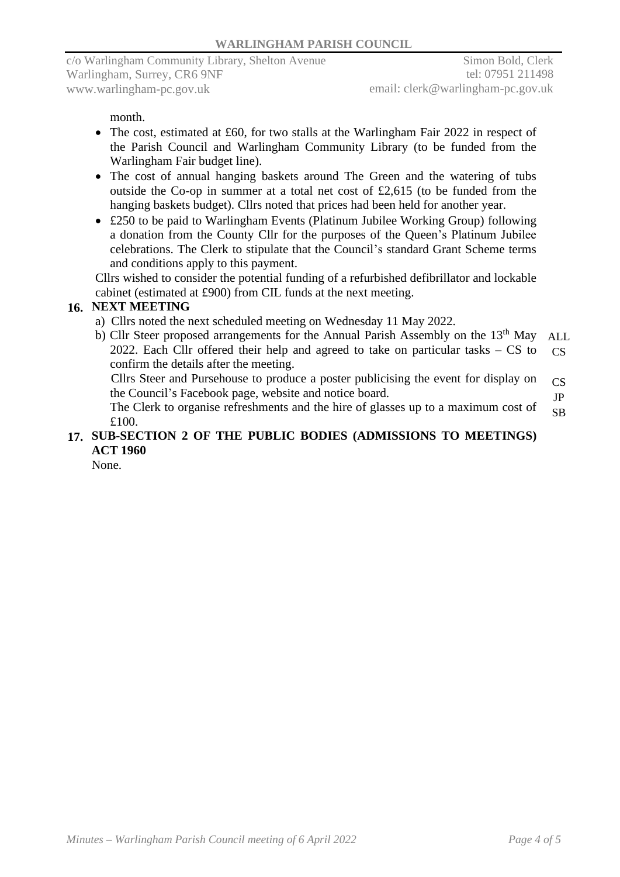month.

- The cost, estimated at £60, for two stalls at the Warlingham Fair 2022 in respect of the Parish Council and Warlingham Community Library (to be funded from the Warlingham Fair budget line).
- The cost of annual hanging baskets around The Green and the watering of tubs outside the Co-op in summer at a total net cost of £2,615 (to be funded from the hanging baskets budget). Cllrs noted that prices had been held for another year.
- £250 to be paid to Warlingham Events (Platinum Jubilee Working Group) following a donation from the County Cllr for the purposes of the Queen's Platinum Jubilee celebrations. The Clerk to stipulate that the Council's standard Grant Scheme terms and conditions apply to this payment.

Cllrs wished to consider the potential funding of a refurbished defibrillator and lockable cabinet (estimated at £900) from CIL funds at the next meeting.

## 16. NEXT MEETING

a) Cllrs noted the next scheduled meeting on Wednesday 11 May 2022.

b) Cllr Steer proposed arrangements for the Annual Parish Assembly on the 13th May 2022. Each Cllr offered their help and agreed to take on particular tasks – CS to confirm the details after the meeting. — ALL, CS

Cllrs Steer and Pursehouse to produce a poster publicising the event for display on the Council's Facebook page, website and notice board. — CS, JP

The Clerk to organise refreshments and the hire of glasses up to a maximum cost of £100. — SB

## 17. SUB-SECTION 2 OF THE PUBLIC BODIES (ADMISSIONS TO MEETINGS) ACT 1960

None.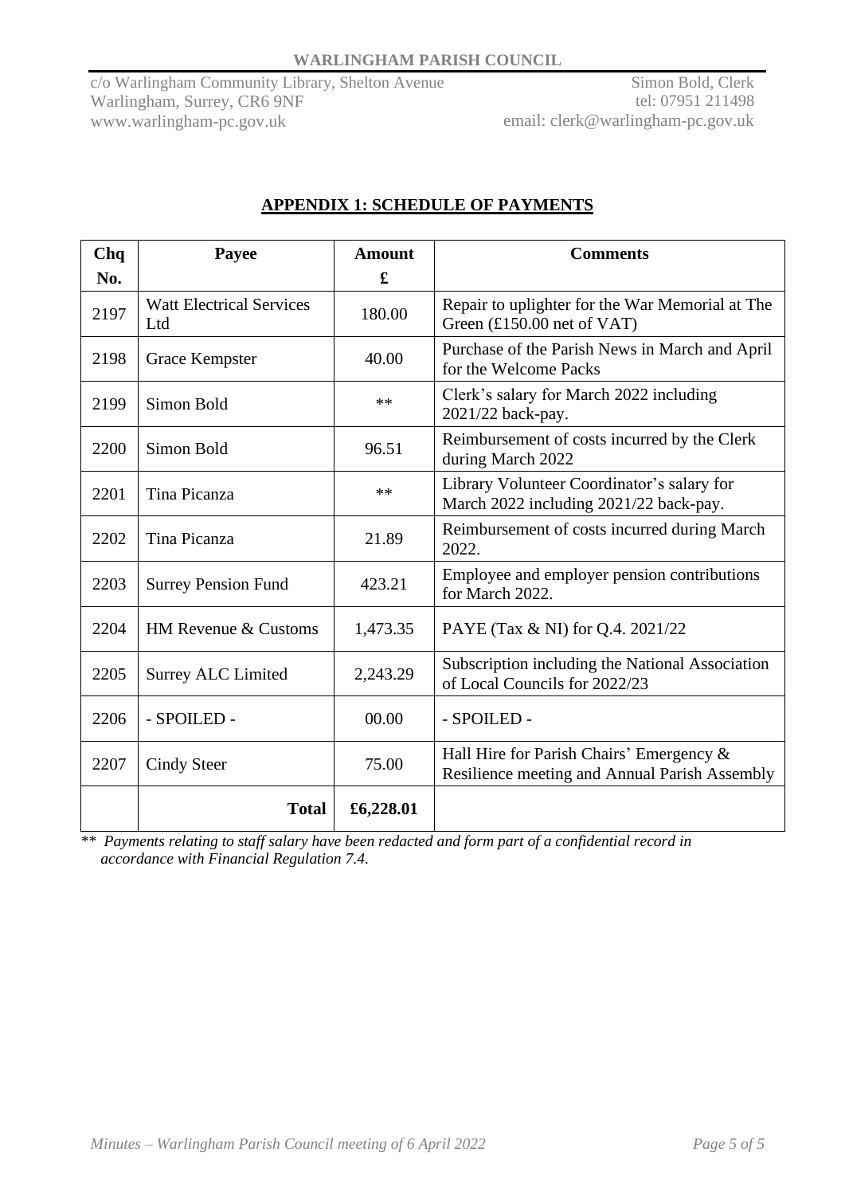WARLINGHAM PARISH COUNCIL

c/o Warlingham Community Library, Shelton Avenue
Warlingham, Surrey, CR6 9NF
www.warlingham-pc.gov.uk

Simon Bold, Clerk
tel: 07951 211498
email: clerk@warlingham-pc.gov.uk

## APPENDIX 1: SCHEDULE OF PAYMENTS

| Chq No. | Payee | Amount £ | Comments |
|---|---|---|---|
| 2197 | Watt Electrical Services Ltd | 180.00 | Repair to uplighter for the War Memorial at The Green (£150.00 net of VAT) |
| 2198 | Grace Kempster | 40.00 | Purchase of the Parish News in March and April for the Welcome Packs |
| 2199 | Simon Bold | ** | Clerk's salary for March 2022 including 2021/22 back-pay. |
| 2200 | Simon Bold | 96.51 | Reimbursement of costs incurred by the Clerk during March 2022 |
| 2201 | Tina Picanza | ** | Library Volunteer Coordinator's salary for March 2022 including 2021/22 back-pay. |
| 2202 | Tina Picanza | 21.89 | Reimbursement of costs incurred during March 2022. |
| 2203 | Surrey Pension Fund | 423.21 | Employee and employer pension contributions for March 2022. |
| 2204 | HM Revenue & Customs | 1,473.35 | PAYE (Tax & NI) for Q.4. 2021/22 |
| 2205 | Surrey ALC Limited | 2,243.29 | Subscription including the National Association of Local Councils for 2022/23 |
| 2206 | - SPOILED - | 00.00 | - SPOILED - |
| 2207 | Cindy Steer | 75.00 | Hall Hire for Parish Chairs' Emergency & Resilience meeting and Annual Parish Assembly |
| | **Total** | **£6,228.01** | |

*\*\* Payments relating to staff salary have been redacted and form part of a confidential record in accordance with Financial Regulation 7.4.*